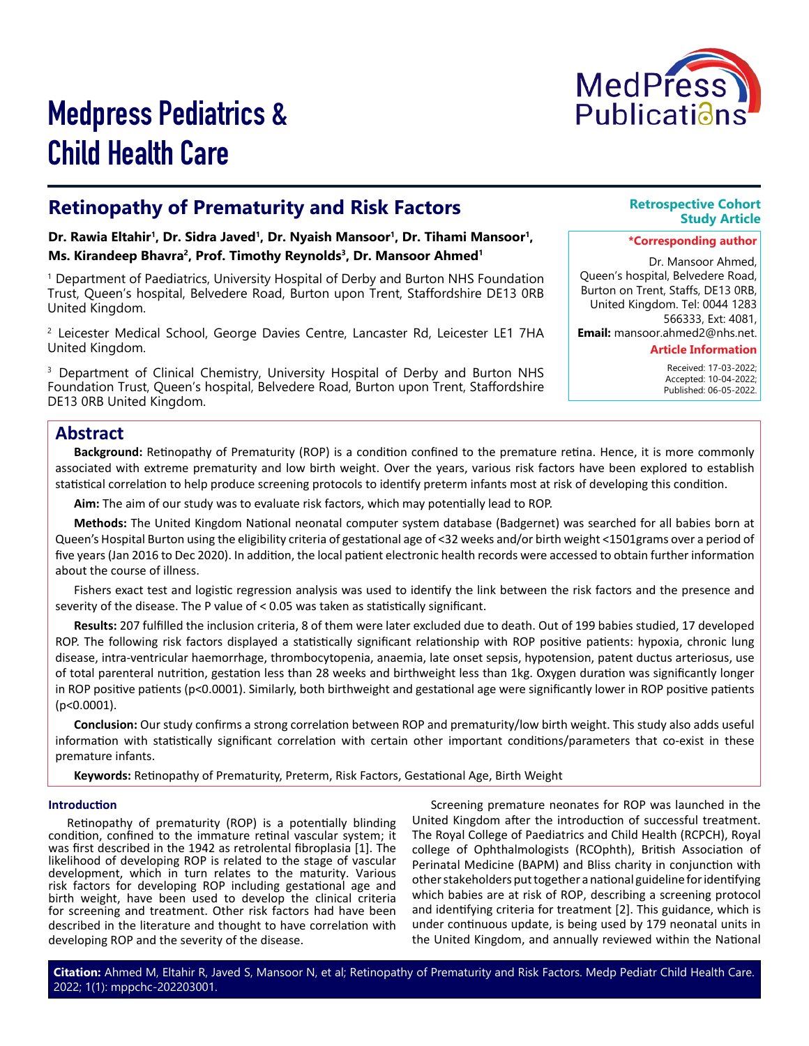# Medpress Pediatrics & Child Health Care

## Retinopathy of Prematurity and Risk Factors

**Retrospective Cohort Study Article**

**Dr. Rawia Eltahir[1], Dr. Sidra Javed[1], Dr. Nyaish Mansoor[1], Dr. Tihami Mansoor[1], Ms. Kirandeep Bhavra[2], Prof. Timothy Reynolds[3], Dr. Mansoor Ahmed[1]**

[1] Department of Paediatrics, University Hospital of Derby and Burton NHS Foundation Trust, Queen's hospital, Belvedere Road, Burton upon Trent, Staffordshire DE13 0RB United Kingdom.

[2] Leicester Medical School, George Davies Centre, Lancaster Rd, Leicester LE1 7HA United Kingdom.

[3] Department of Clinical Chemistry, University Hospital of Derby and Burton NHS Foundation Trust, Queen's hospital, Belvedere Road, Burton upon Trent, Staffordshire DE13 0RB United Kingdom.

**\*Corresponding author**

Dr. Mansoor Ahmed, Queen's hospital, Belvedere Road, Burton on Trent, Staffs, DE13 0RB, United Kingdom. Tel: 0044 1283 566333, Ext: 4081,
**Email:** mansoor.ahmed2@nhs.net.

**Article Information**

Received: 17-03-2022;
Accepted: 10-04-2022;
Published: 06-05-2022.

## Abstract

**Background:** Retinopathy of Prematurity (ROP) is a condition confined to the premature retina. Hence, it is more commonly associated with extreme prematurity and low birth weight. Over the years, various risk factors have been explored to establish statistical correlation to help produce screening protocols to identify preterm infants most at risk of developing this condition.

**Aim:** The aim of our study was to evaluate risk factors, which may potentially lead to ROP.

**Methods:** The United Kingdom National neonatal computer system database (Badgernet) was searched for all babies born at Queen's Hospital Burton using the eligibility criteria of gestational age of <32 weeks and/or birth weight <1501grams over a period of five years (Jan 2016 to Dec 2020). In addition, the local patient electronic health records were accessed to obtain further information about the course of illness.

Fishers exact test and logistic regression analysis was used to identify the link between the risk factors and the presence and severity of the disease. The P value of < 0.05 was taken as statistically significant.

**Results:** 207 fulfilled the inclusion criteria, 8 of them were later excluded due to death. Out of 199 babies studied, 17 developed ROP. The following risk factors displayed a statistically significant relationship with ROP positive patients: hypoxia, chronic lung disease, intra-ventricular haemorrhage, thrombocytopenia, anaemia, late onset sepsis, hypotension, patent ductus arteriosus, use of total parenteral nutrition, gestation less than 28 weeks and birthweight less than 1kg. Oxygen duration was significantly longer in ROP positive patients ($p<0.0001$). Similarly, both birthweight and gestational age were significantly lower in ROP positive patients ($p<0.0001$).

**Conclusion:** Our study confirms a strong correlation between ROP and prematurity/low birth weight. This study also adds useful information with statistically significant correlation with certain other important conditions/parameters that co-exist in these premature infants.

**Keywords:** Retinopathy of Prematurity, Preterm, Risk Factors, Gestational Age, Birth Weight

### Introduction

Retinopathy of prematurity (ROP) is a potentially blinding condition, confined to the immature retinal vascular system; it was first described in the 1942 as retrolental fibroplasia [1]. The likelihood of developing ROP is related to the stage of vascular development, which in turn relates to the maturity. Various risk factors for developing ROP including gestational age and birth weight, have been used to develop the clinical criteria for screening and treatment. Other risk factors had have been described in the literature and thought to have correlation with developing ROP and the severity of the disease.

Screening premature neonates for ROP was launched in the United Kingdom after the introduction of successful treatment. The Royal College of Paediatrics and Child Health (RCPCH), Royal college of Ophthalmologists (RCOphth), British Association of Perinatal Medicine (BAPM) and Bliss charity in conjunction with other stakeholders put together a national guideline for identifying which babies are at risk of ROP, describing a screening protocol and identifying criteria for treatment [2]. This guidance, which is under continuous update, is being used by 179 neonatal units in the United Kingdom, and annually reviewed within the National

**Citation:** Ahmed M, Eltahir R, Javed S, Mansoor N, et al; Retinopathy of Prematurity and Risk Factors. Medp Pediatr Child Health Care. 2022; 1(1): mppchc-202203001.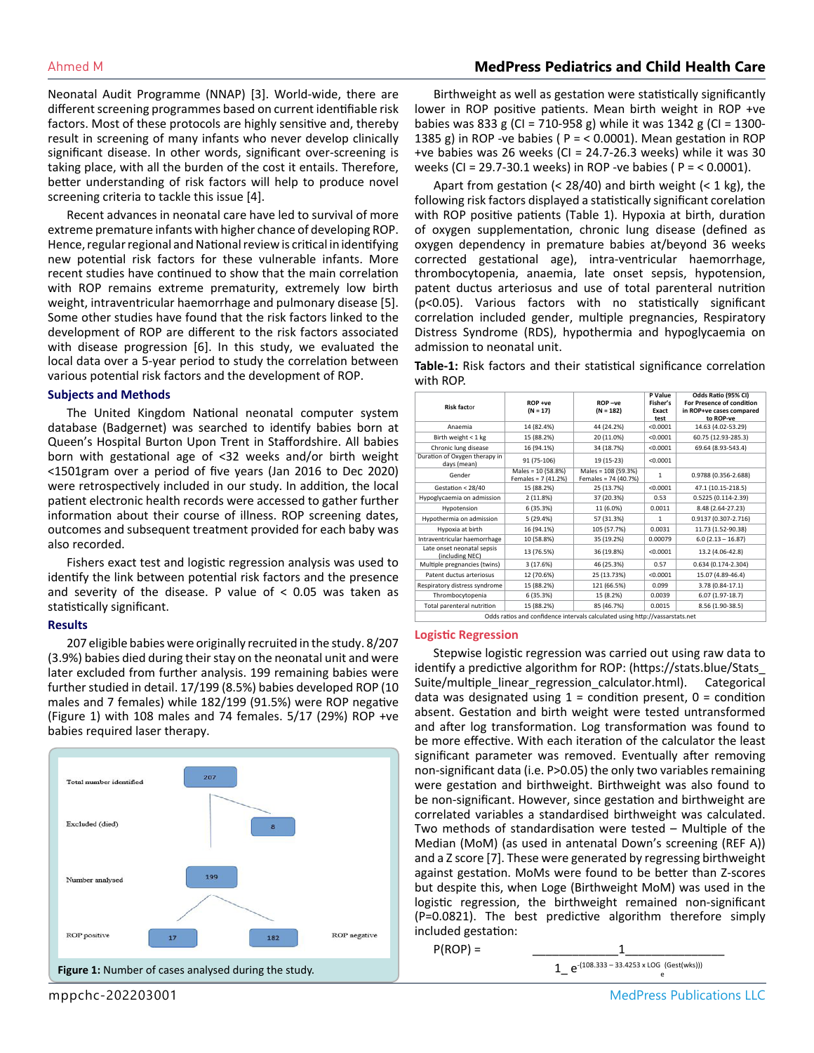Neonatal Audit Programme (NNAP) [3]. World-wide, there are different screening programmes based on current identifiable risk factors. Most of these protocols are highly sensitive and, thereby result in screening of many infants who never develop clinically significant disease. In other words, significant over-screening is taking place, with all the burden of the cost it entails. Therefore, better understanding of risk factors will help to produce novel screening criteria to tackle this issue [4].

Recent advances in neonatal care have led to survival of more extreme premature infants with higher chance of developing ROP. Hence, regular regional and National review is critical in identifying new potential risk factors for these vulnerable infants. More recent studies have continued to show that the main correlation with ROP remains extreme prematurity, extremely low birth weight, intraventricular haemorrhage and pulmonary disease [5]. Some other studies have found that the risk factors linked to the development of ROP are different to the risk factors associated with disease progression [6]. In this study, we evaluated the local data over a 5-year period to study the correlation between various potential risk factors and the development of ROP.

## Subjects and Methods

The United Kingdom National neonatal computer system database (Badgernet) was searched to identify babies born at Queen's Hospital Burton Upon Trent in Staffordshire. All babies born with gestational age of <32 weeks and/or birth weight <1501gram over a period of five years (Jan 2016 to Dec 2020) were retrospectively included in our study. In addition, the local patient electronic health records were accessed to gather further information about their course of illness. ROP screening dates, outcomes and subsequent treatment provided for each baby was also recorded.

Fishers exact test and logistic regression analysis was used to identify the link between potential risk factors and the presence and severity of the disease. P value of < 0.05 was taken as statistically significant.

## Results

207 eligible babies were originally recruited in the study. 8/207 (3.9%) babies died during their stay on the neonatal unit and were later excluded from further analysis. 199 remaining babies were further studied in detail. 17/199 (8.5%) babies developed ROP (10 males and 7 females) while 182/199 (91.5%) were ROP negative (Figure 1) with 108 males and 74 females. 5/17 (29%) ROP +ve babies required laser therapy.

Total number identified
207
Excluded (died)
8
Number analysed
199
ROP positive
17
182
ROP negative

**Figure 1:** Number of cases analysed during the study.

Birthweight as well as gestation were statistically significantly lower in ROP positive patients. Mean birth weight in ROP +ve babies was 833 g (CI = 710-958 g) while it was 1342 g (CI = 1300-1385 g) in ROP -ve babies ( P = < 0.0001). Mean gestation in ROP +ve babies was 26 weeks (CI = 24.7-26.3 weeks) while it was 30 weeks (CI = 29.7-30.1 weeks) in ROP -ve babies ( P = < 0.0001).

Apart from gestation (< 28/40) and birth weight (< 1 kg), the following risk factors displayed a statistically significant corelation with ROP positive patients (Table 1). Hypoxia at birth, duration of oxygen supplementation, chronic lung disease (defined as oxygen dependency in premature babies at/beyond 36 weeks corrected gestational age), intra-ventricular haemorrhage, thrombocytopenia, anaemia, late onset sepsis, hypotension, patent ductus arteriosus and use of total parenteral nutrition (p<0.05). Various factors with no statistically significant correlation included gender, multiple pregnancies, Respiratory Distress Syndrome (RDS), hypothermia and hypoglycaemia on admission to neonatal unit.

**Table-1:** Risk factors and their statistical significance correlation with ROP.

| Risk factor | ROP +ve (N = 17) | ROP –ve (N = 182) | P Value Fisher's Exact test | Odds Ratio (95% CI) For Presence of condition in ROP+ve cases compared to ROP-ve |
|---|---|---|---|---|
| Anaemia | 14 (82.4%) | 44 (24.2%) | <0.0001 | 14.63 (4.02-53.29) |
| Birth weight < 1 kg | 15 (88.2%) | 20 (11.0%) | <0.0001 | 60.75 (12.93-285.3) |
| Chronic lung disease | 16 (94.1%) | 34 (18.7%) | <0.0001 | 69.64 (8.93-543.4) |
| Duration of Oxygen therapy in days (mean) | 91 (75-106) | 19 (15-23) | <0.0001 | |
| Gender | Males = 10 (58.8%) Females = 7 (41.2%) | Males = 108 (59.3%) Females = 74 (40.7%) | 1 | 0.9788 (0.356-2.688) |
| Gestation < 28/40 | 15 (88.2%) | 25 (13.7%) | <0.0001 | 47.1 (10.15-218.5) |
| Hypoglycaemia on admission | 2 (11.8%) | 37 (20.3%) | 0.53 | 0.5225 (0.114-2.39) |
| Hypotension | 6 (35.3%) | 11 (6.0%) | 0.0011 | 8.48 (2.64-27.23) |
| Hypothermia on admission | 5 (29.4%) | 57 (31.3%) | 1 | 0.9137 (0.307-2.716) |
| Hypoxia at birth | 16 (94.1%) | 105 (57.7%) | 0.0031 | 11.73 (1.52-90.38) |
| Intraventricular haemorrhage | 10 (58.8%) | 35 (19.2%) | 0.00079 | 6.0 (2.13 – 16.87) |
| Late onset neonatal sepsis (including NEC) | 13 (76.5%) | 36 (19.8%) | <0.0001 | 13.2 (4.06-42.8) |
| Multiple pregnancies (twins) | 3 (17.6%) | 46 (25.3%) | 0.57 | 0.634 (0.174-2.304) |
| Patent ductus arteriosus | 12 (70.6%) | 25 (13.73%) | <0.0001 | 15.07 (4.89-46.4) |
| Respiratory distress syndrome | 15 (88.2%) | 121 (66.5%) | 0.099 | 3.78 (0.84-17.1) |
| Thrombocytopenia | 6 (35.3%) | 15 (8.2%) | 0.0039 | 6.07 (1.97-18.7) |
| Total parenteral nutrition | 15 (88.2%) | 85 (46.7%) | 0.0015 | 8.56 (1.90-38.5) |

Odds ratios and confidence intervals calculated using http://vassarstats.net

## Logistic Regression

Stepwise logistic regression was carried out using raw data to identify a predictive algorithm for ROP: (https://stats.blue/Stats_Suite/multiple_linear_regression_calculator.html). Categorical data was designated using 1 = condition present, 0 = condition absent. Gestation and birth weight were tested untransformed and after log transformation. Log transformation was found to be more effective. With each iteration of the calculator the least significant parameter was removed. Eventually after removing non-significant data (i.e. P>0.05) the only two variables remaining were gestation and birthweight. Birthweight was also found to be non-significant. However, since gestation and birthweight are correlated variables a standardised birthweight was calculated. Two methods of standardisation were tested – Multiple of the Median (MoM) (as used in antenatal Down's screening (REF A)) and a Z score [7]. These were generated by regressing birthweight against gestation. MoMs were found to be better than Z-scores but despite this, when Loge (Birthweight MoM) was used in the logistic regression, the birthweight remained non-significant (P=0.0821). The best predictive algorithm therefore simply included gestation:

$$P(ROP) = \frac{1}{1\_\ e^{-(108.333 - 33.4253 \times \text{LOG}_e\ (\text{Gest(wks)}))}}$$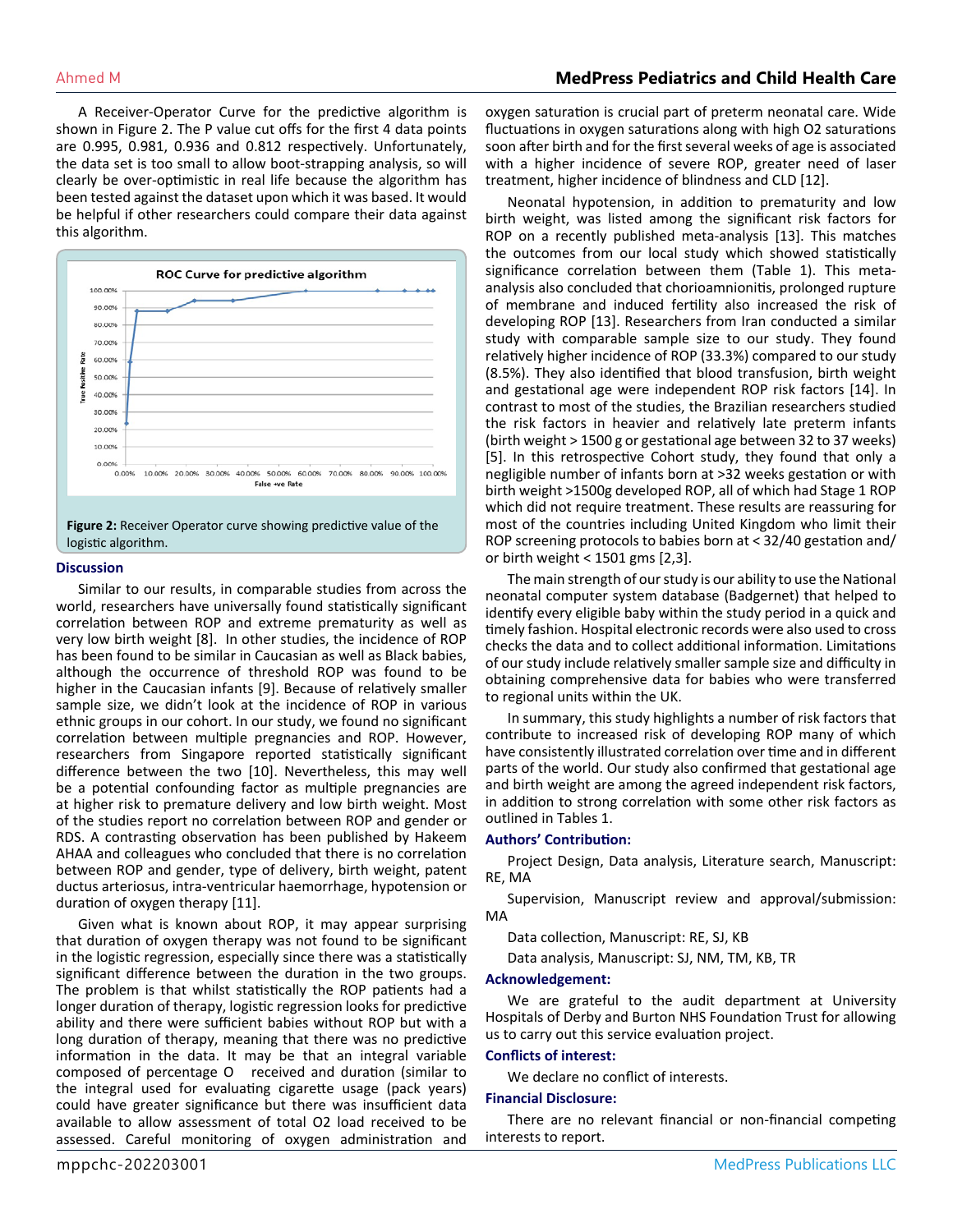A Receiver-Operator Curve for the predictive algorithm is shown in Figure 2. The P value cut offs for the first 4 data points are 0.995, 0.981, 0.936 and 0.812 respectively. Unfortunately, the data set is too small to allow boot-strapping analysis, so will clearly be over-optimistic in real life because the algorithm has been tested against the dataset upon which it was based. It would be helpful if other researchers could compare their data against this algorithm.

ROC Curve for predictive algorithm

True Positive Rate

100.00%
90.00%
80.00%
70.00%
60.00%
50.00%
40.00%
30.00%
20.00%
10.00%
0.00%

0.00% 10.00% 20.00% 30.00% 40.00% 50.00% 60.00% 70.00% 80.00% 90.00% 100.00%

False +ve Rate

**Figure 2:** Receiver Operator curve showing predictive value of the logistic algorithm.

## Discussion

Similar to our results, in comparable studies from across the world, researchers have universally found statistically significant correlation between ROP and extreme prematurity as well as very low birth weight [8]. In other studies, the incidence of ROP has been found to be similar in Caucasian as well as Black babies, although the occurrence of threshold ROP was found to be higher in the Caucasian infants [9]. Because of relatively smaller sample size, we didn't look at the incidence of ROP in various ethnic groups in our cohort. In our study, we found no significant correlation between multiple pregnancies and ROP. However, researchers from Singapore reported statistically significant difference between the two [10]. Nevertheless, this may well be a potential confounding factor as multiple pregnancies are at higher risk to premature delivery and low birth weight. Most of the studies report no correlation between ROP and gender or RDS. A contrasting observation has been published by Hakeem AHAA and colleagues who concluded that there is no correlation between ROP and gender, type of delivery, birth weight, patent ductus arteriosus, intra-ventricular haemorrhage, hypotension or duration of oxygen therapy [11].

Given what is known about ROP, it may appear surprising that duration of oxygen therapy was not found to be significant in the logistic regression, especially since there was a statistically significant difference between the duration in the two groups. The problem is that whilst statistically the ROP patients had a longer duration of therapy, logistic regression looks for predictive ability and there were sufficient babies without ROP but with a long duration of therapy, meaning that there was no predictive information in the data. It may be that an integral variable composed of percentage O received and duration (similar to the integral used for evaluating cigarette usage (pack years) could have greater significance but there was insufficient data available to allow assessment of total O2 load received to be assessed. Careful monitoring of oxygen administration and oxygen saturation is crucial part of preterm neonatal care. Wide fluctuations in oxygen saturations along with high O2 saturations soon after birth and for the first several weeks of age is associated with a higher incidence of severe ROP, greater need of laser treatment, higher incidence of blindness and CLD [12].

Neonatal hypotension, in addition to prematurity and low birth weight, was listed among the significant risk factors for ROP on a recently published meta-analysis [13]. This matches the outcomes from our local study which showed statistically significance correlation between them (Table 1). This meta-analysis also concluded that chorioamnionitis, prolonged rupture of membrane and induced fertility also increased the risk of developing ROP [13]. Researchers from Iran conducted a similar study with comparable sample size to our study. They found relatively higher incidence of ROP (33.3%) compared to our study (8.5%). They also identified that blood transfusion, birth weight and gestational age were independent ROP risk factors [14]. In contrast to most of the studies, the Brazilian researchers studied the risk factors in heavier and relatively late preterm infants (birth weight > 1500 g or gestational age between 32 to 37 weeks) [5]. In this retrospective Cohort study, they found that only a negligible number of infants born at >32 weeks gestation or with birth weight >1500g developed ROP, all of which had Stage 1 ROP which did not require treatment. These results are reassuring for most of the countries including United Kingdom who limit their ROP screening protocols to babies born at < 32/40 gestation and/or birth weight < 1501 gms [2,3].

The main strength of our study is our ability to use the National neonatal computer system database (Badgernet) that helped to identify every eligible baby within the study period in a quick and timely fashion. Hospital electronic records were also used to cross checks the data and to collect additional information. Limitations of our study include relatively smaller sample size and difficulty in obtaining comprehensive data for babies who were transferred to regional units within the UK.

In summary, this study highlights a number of risk factors that contribute to increased risk of developing ROP many of which have consistently illustrated correlation over time and in different parts of the world. Our study also confirmed that gestational age and birth weight are among the agreed independent risk factors, in addition to strong correlation with some other risk factors as outlined in Tables 1.

## Authors' Contribution:

Project Design, Data analysis, Literature search, Manuscript: RE, MA

Supervision, Manuscript review and approval/submission: MA

Data collection, Manuscript: RE, SJ, KB

Data analysis, Manuscript: SJ, NM, TM, KB, TR

## Acknowledgement:

We are grateful to the audit department at University Hospitals of Derby and Burton NHS Foundation Trust for allowing us to carry out this service evaluation project.

## Conflicts of interest:

We declare no conflict of interests.

## Financial Disclosure:

There are no relevant financial or non-financial competing interests to report.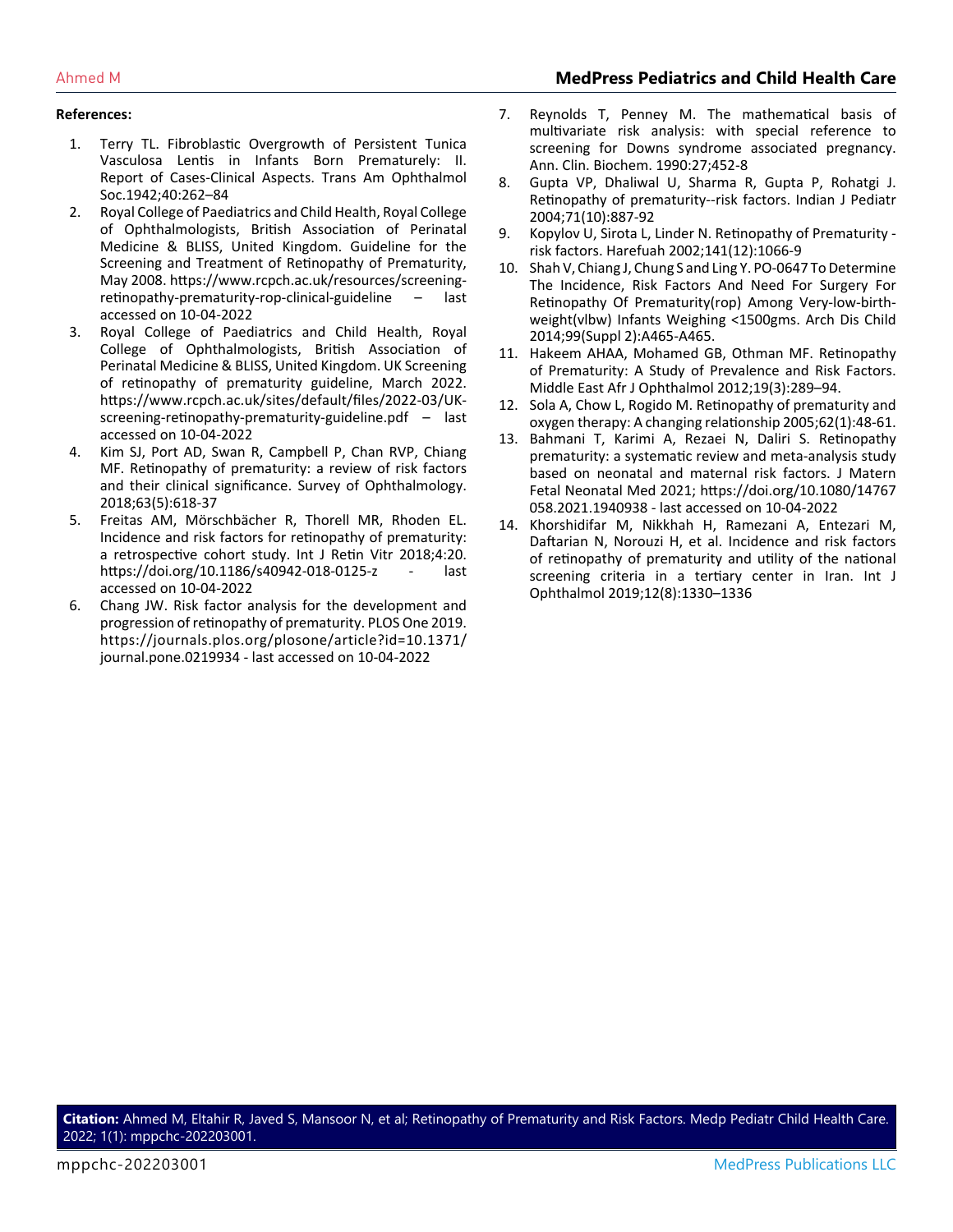**References:**

1. Terry TL. Fibroblastic Overgrowth of Persistent Tunica Vasculosa Lentis in Infants Born Prematurely: II. Report of Cases-Clinical Aspects. Trans Am Ophthalmol Soc.1942;40:262–84
2. Royal College of Paediatrics and Child Health, Royal College of Ophthalmologists, British Association of Perinatal Medicine & BLISS, United Kingdom. Guideline for the Screening and Treatment of Retinopathy of Prematurity, May 2008. https://www.rcpch.ac.uk/resources/screening-retinopathy-prematurity-rop-clinical-guideline – last accessed on 10-04-2022
3. Royal College of Paediatrics and Child Health, Royal College of Ophthalmologists, British Association of Perinatal Medicine & BLISS, United Kingdom. UK Screening of retinopathy of prematurity guideline, March 2022. https://www.rcpch.ac.uk/sites/default/files/2022-03/UK-screening-retinopathy-prematurity-guideline.pdf – last accessed on 10-04-2022
4. Kim SJ, Port AD, Swan R, Campbell P, Chan RVP, Chiang MF. Retinopathy of prematurity: a review of risk factors and their clinical significance. Survey of Ophthalmology. 2018;63(5):618-37
5. Freitas AM, Mörschbächer R, Thorell MR, Rhoden EL. Incidence and risk factors for retinopathy of prematurity: a retrospective cohort study. Int J Retin Vitr 2018;4:20. https://doi.org/10.1186/s40942-018-0125-z - last accessed on 10-04-2022
6. Chang JW. Risk factor analysis for the development and progression of retinopathy of prematurity. PLOS One 2019. https://journals.plos.org/plosone/article?id=10.1371/journal.pone.0219934 - last accessed on 10-04-2022
7. Reynolds T, Penney M. The mathematical basis of multivariate risk analysis: with special reference to screening for Downs syndrome associated pregnancy. Ann. Clin. Biochem. 1990:27;452-8
8. Gupta VP, Dhaliwal U, Sharma R, Gupta P, Rohatgi J. Retinopathy of prematurity--risk factors. Indian J Pediatr 2004;71(10):887-92
9. Kopylov U, Sirota L, Linder N. Retinopathy of Prematurity - risk factors. Harefuah 2002;141(12):1066-9
10. Shah V, Chiang J, Chung S and Ling Y. PO-0647 To Determine The Incidence, Risk Factors And Need For Surgery For Retinopathy Of Prematurity(rop) Among Very-low-birth-weight(vlbw) Infants Weighing <1500gms. Arch Dis Child 2014;99(Suppl 2):A465-A465.
11. Hakeem AHAA, Mohamed GB, Othman MF. Retinopathy of Prematurity: A Study of Prevalence and Risk Factors. Middle East Afr J Ophthalmol 2012;19(3):289–94.
12. Sola A, Chow L, Rogido M. Retinopathy of prematurity and oxygen therapy: A changing relationship 2005;62(1):48-61.
13. Bahmani T, Karimi A, Rezaei N, Daliri S. Retinopathy prematurity: a systematic review and meta-analysis study based on neonatal and maternal risk factors. J Matern Fetal Neonatal Med 2021; https://doi.org/10.1080/14767058.2021.1940938 - last accessed on 10-04-2022
14. Khorshidifar M, Nikkhah H, Ramezani A, Entezari M, Daftarian N, Norouzi H, et al. Incidence and risk factors of retinopathy of prematurity and utility of the national screening criteria in a tertiary center in Iran. Int J Ophthalmol 2019;12(8):1330–1336

**Citation:** Ahmed M, Eltahir R, Javed S, Mansoor N, et al; Retinopathy of Prematurity and Risk Factors. Medp Pediatr Child Health Care. 2022; 1(1): mppchc-202203001.